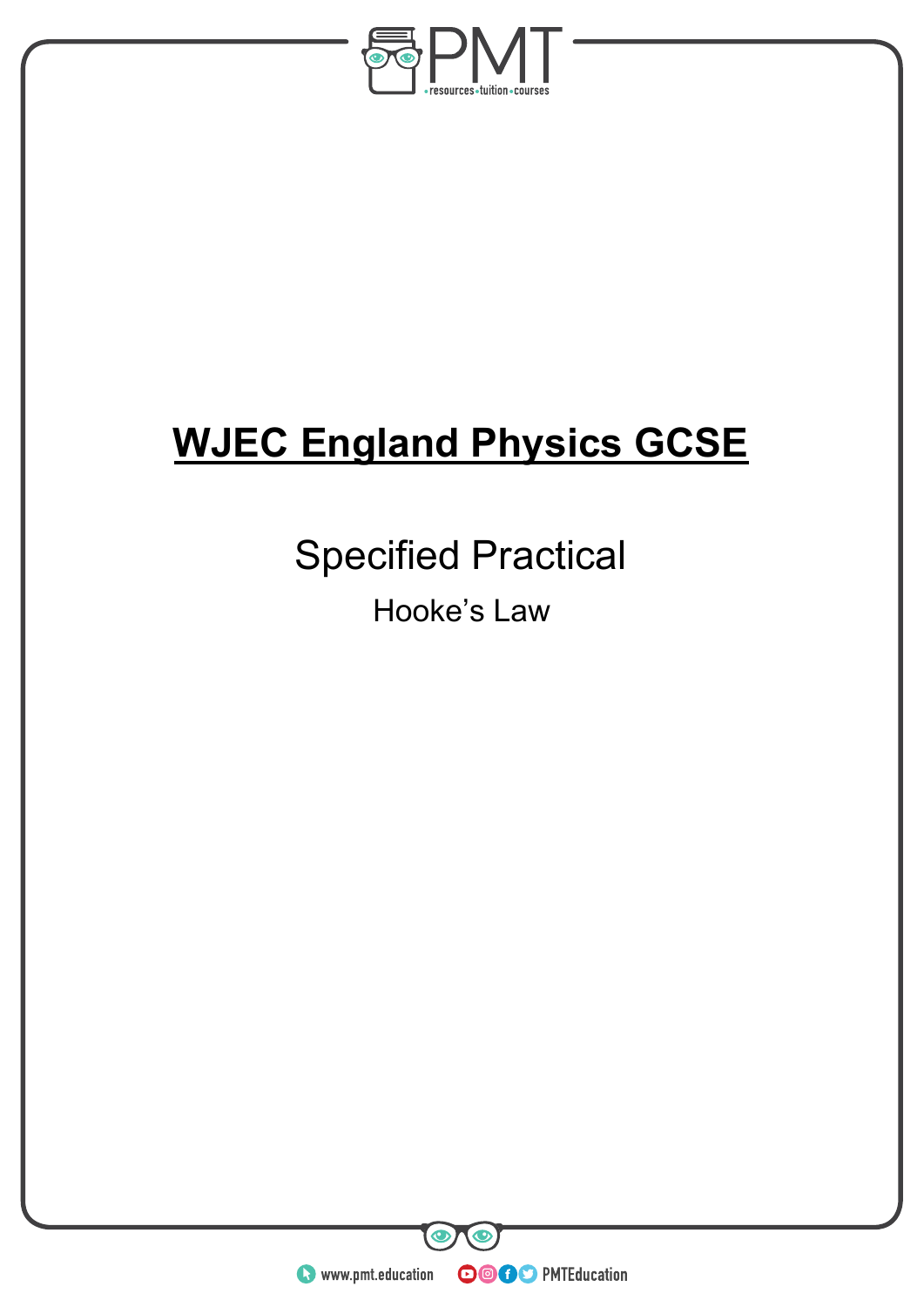# WJEC England Physics GCSE

## Specified Practical

### Hooke's Law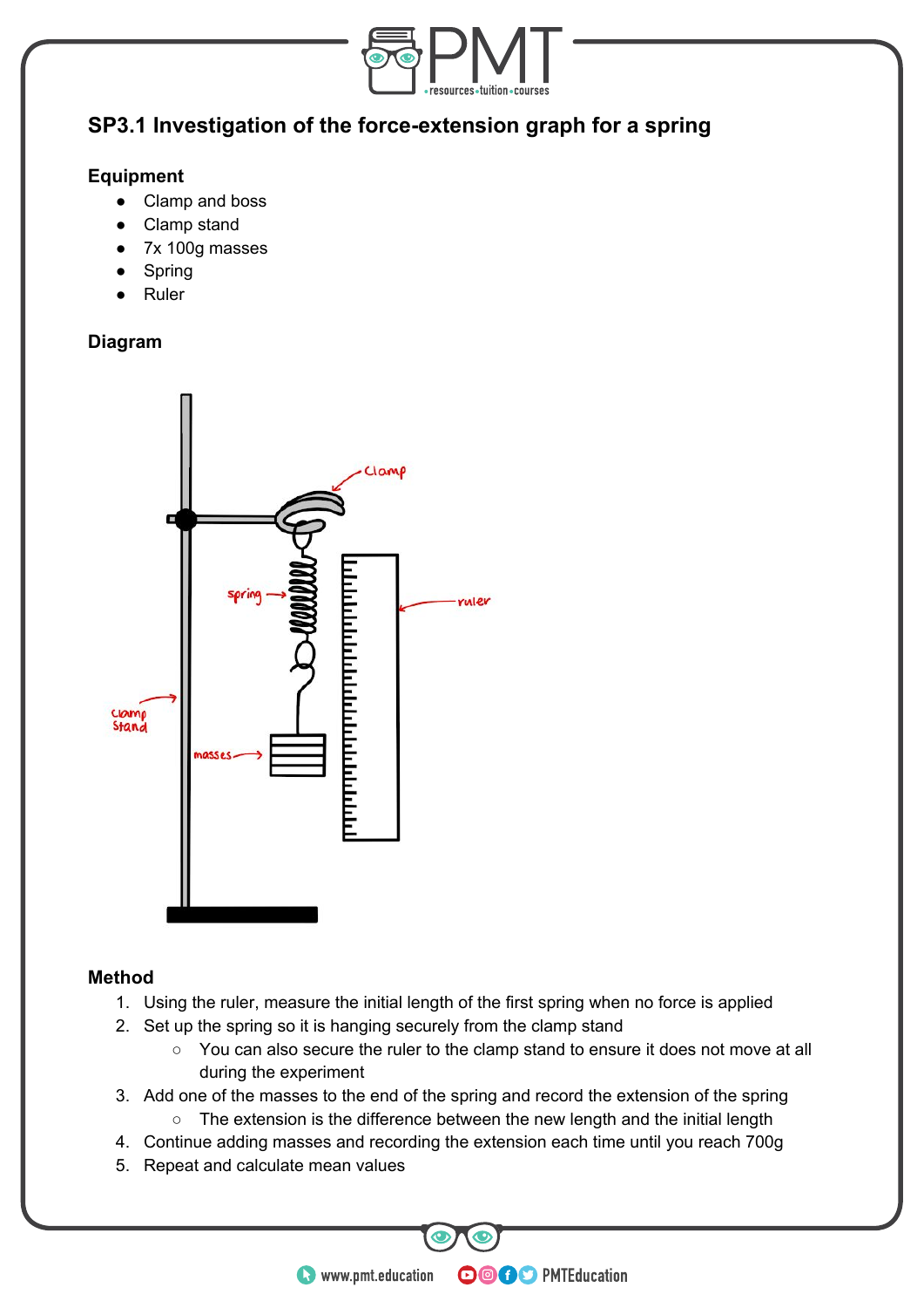## SP3.1 Investigation of the force-extension graph for a spring

### Equipment

- Clamp and boss
- Clamp stand
- 7x 100g masses
- Spring
- Ruler

### Diagram

### Method

1. Using the ruler, measure the initial length of the first spring when no force is applied
2. Set up the spring so it is hanging securely from the clamp stand
   - You can also secure the ruler to the clamp stand to ensure it does not move at all during the experiment
3. Add one of the masses to the end of the spring and record the extension of the spring
   - The extension is the difference between the new length and the initial length
4. Continue adding masses and recording the extension each time until you reach 700g
5. Repeat and calculate mean values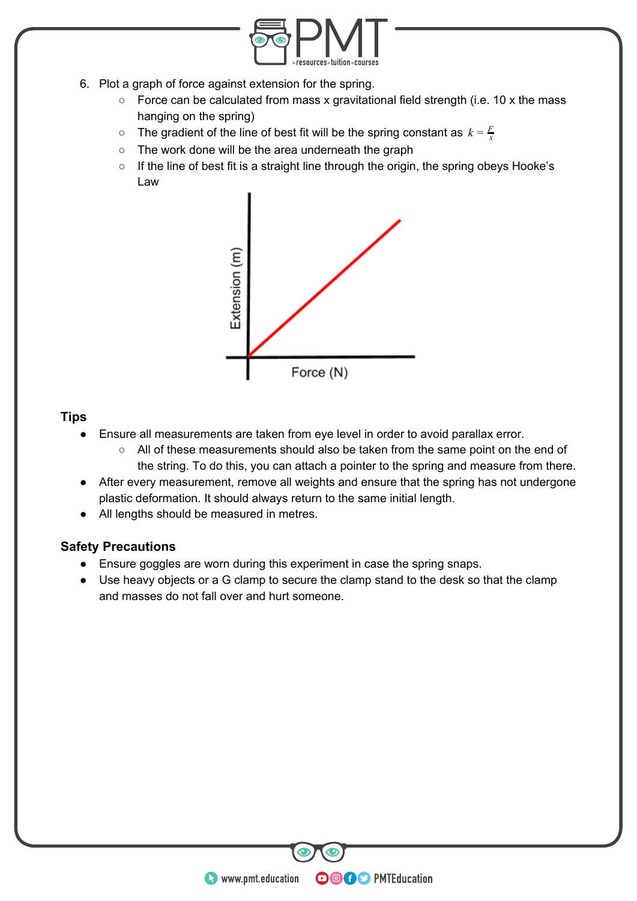6. Plot a graph of force against extension for the spring.
    - Force can be calculated from mass x gravitational field strength (i.e. 10 x the mass hanging on the spring)
    - The gradient of the line of best fit will be the spring constant as $k = \frac{F}{x}$
    - The work done will be the area underneath the graph
    - If the line of best fit is a straight line through the origin, the spring obeys Hooke's Law

Extension (m)

Force (N)

### Tips

- Ensure all measurements are taken from eye level in order to avoid parallax error.
    - All of these measurements should also be taken from the same point on the end of the string. To do this, you can attach a pointer to the spring and measure from there.
- After every measurement, remove all weights and ensure that the spring has not undergone plastic deformation. It should always return to the same initial length.
- All lengths should be measured in metres.

### Safety Precautions

- Ensure goggles are worn during this experiment in case the spring snaps.
- Use heavy objects or a G clamp to secure the clamp stand to the desk so that the clamp and masses do not fall over and hurt someone.